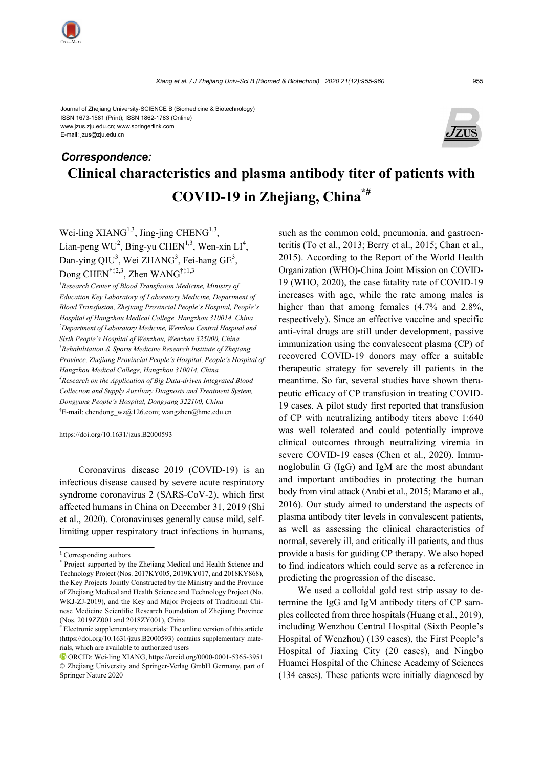Journal of Zhejiang University-SCIENCE B (Biomedicine & Biotechnology)
ISSN 1673-1581 (Print); ISSN 1862-1783 (Online)
www.jzus.zju.edu.cn; www.springerlink.com
E-mail: jzus@zju.edu.cn

***Correspondence:***

# Clinical characteristics and plasma antibody titer of patients with COVID-19 in Zhejiang, China[*#]

Wei-ling XIANG[1,3], Jing-jing CHENG[1,3], Lian-peng WU[2], Bing-yu CHEN[1,3], Wen-xin LI[4], Dan-ying QIU[3], Wei ZHANG[3], Fei-hang GE[3], Dong CHEN[†‡2,3], Zhen WANG[†‡1,3]

*[1]Research Center of Blood Transfusion Medicine, Ministry of Education Key Laboratory of Laboratory Medicine, Department of Blood Transfusion, Zhejiang Provincial People's Hospital, People's Hospital of Hangzhou Medical College, Hangzhou 310014, China*
*[2]Department of Laboratory Medicine, Wenzhou Central Hospital and Sixth People's Hospital of Wenzhou, Wenzhou 325000, China*
*[3]Rehabilitation & Sports Medicine Research Institute of Zhejiang Province, Zhejiang Provincial People's Hospital, People's Hospital of Hangzhou Medical College, Hangzhou 310014, China*
*[4]Research on the Application of Big Data-driven Integrated Blood Collection and Supply Auxiliary Diagnosis and Treatment System, Dongyang People's Hospital, Dongyang 322100, China*
[†]E-mail: chendong_wz@126.com; wangzhen@hmc.edu.cn

https://doi.org/10.1631/jzus.B2000593

Coronavirus disease 2019 (COVID-19) is an infectious disease caused by severe acute respiratory syndrome coronavirus 2 (SARS-CoV-2), which first affected humans in China on December 31, 2019 (Shi et al., 2020). Coronaviruses generally cause mild, self-limiting upper respiratory tract infections in humans, such as the common cold, pneumonia, and gastroenteritis (To et al., 2013; Berry et al., 2015; Chan et al., 2015). According to the Report of the World Health Organization (WHO)-China Joint Mission on COVID-19 (WHO, 2020), the case fatality rate of COVID-19 increases with age, while the rate among males is higher than that among females (4.7% and 2.8%, respectively). Since an effective vaccine and specific anti-viral drugs are still under development, passive immunization using the convalescent plasma (CP) of recovered COVID-19 donors may offer a suitable therapeutic strategy for severely ill patients in the meantime. So far, several studies have shown therapeutic efficacy of CP transfusion in treating COVID-19 cases. A pilot study first reported that transfusion of CP with neutralizing antibody titers above 1:640 was well tolerated and could potentially improve clinical outcomes through neutralizing viremia in severe COVID-19 cases (Chen et al., 2020). Immunoglobulin G (IgG) and IgM are the most abundant and important antibodies in protecting the human body from viral attack (Arabi et al., 2015; Marano et al., 2016). Our study aimed to understand the aspects of plasma antibody titer levels in convalescent patients, as well as assessing the clinical characteristics of normal, severely ill, and critically ill patients, and thus provide a basis for guiding CP therapy. We also hoped to find indicators which could serve as a reference in predicting the progression of the disease.

We used a colloidal gold test strip assay to determine the IgG and IgM antibody titers of CP samples collected from three hospitals (Huang et al., 2019), including Wenzhou Central Hospital (Sixth People's Hospital of Wenzhou) (139 cases), the First People's Hospital of Jiaxing City (20 cases), and Ningbo Huamei Hospital of the Chinese Academy of Sciences (134 cases). These patients were initially diagnosed by

---

[‡] Corresponding authors
[*] Project supported by the Zhejiang Medical and Health Science and Technology Project (Nos. 2017KY005, 2019KY017, and 2018KY868), the Key Projects Jointly Constructed by the Ministry and the Province of Zhejiang Medical and Health Science and Technology Project (No. WKJ-ZJ-2019), and the Key and Major Projects of Traditional Chinese Medicine Scientific Research Foundation of Zhejiang Province (Nos. 2019ZZ001 and 2018ZY001), China
[#] Electronic supplementary materials: The online version of this article (https://doi.org/10.1631/jzus.B2000593) contains supplementary materials, which are available to authorized users
ORCID: Wei-ling XIANG, https://orcid.org/0000-0001-5365-3951
© Zhejiang University and Springer-Verlag GmbH Germany, part of Springer Nature 2020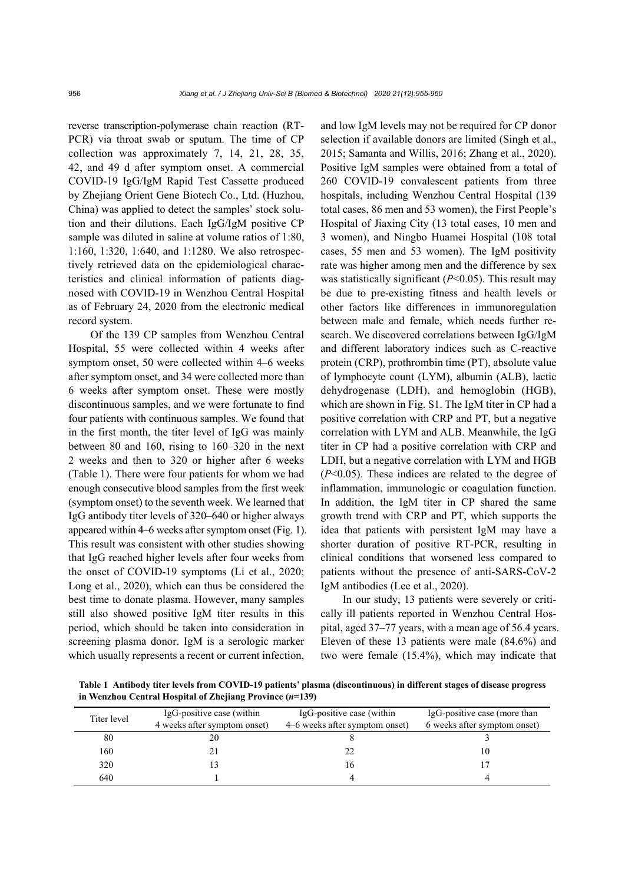reverse transcription-polymerase chain reaction (RT-PCR) via throat swab or sputum. The time of CP collection was approximately 7, 14, 21, 28, 35, 42, and 49 d after symptom onset. A commercial COVID-19 IgG/IgM Rapid Test Cassette produced by Zhejiang Orient Gene Biotech Co., Ltd. (Huzhou, China) was applied to detect the samples' stock solution and their dilutions. Each IgG/IgM positive CP sample was diluted in saline at volume ratios of 1:80, 1:160, 1:320, 1:640, and 1:1280. We also retrospectively retrieved data on the epidemiological characteristics and clinical information of patients diagnosed with COVID-19 in Wenzhou Central Hospital as of February 24, 2020 from the electronic medical record system.

Of the 139 CP samples from Wenzhou Central Hospital, 55 were collected within 4 weeks after symptom onset, 50 were collected within 4–6 weeks after symptom onset, and 34 were collected more than 6 weeks after symptom onset. These were mostly discontinuous samples, and we were fortunate to find four patients with continuous samples. We found that in the first month, the titer level of IgG was mainly between 80 and 160, rising to 160–320 in the next 2 weeks and then to 320 or higher after 6 weeks (Table 1). There were four patients for whom we had enough consecutive blood samples from the first week (symptom onset) to the seventh week. We learned that IgG antibody titer levels of 320–640 or higher always appeared within 4–6 weeks after symptom onset (Fig. 1). This result was consistent with other studies showing that IgG reached higher levels after four weeks from the onset of COVID-19 symptoms (Li et al., 2020; Long et al., 2020), which can thus be considered the best time to donate plasma. However, many samples still also showed positive IgM titer results in this period, which should be taken into consideration in screening plasma donor. IgM is a serologic marker which usually represents a recent or current infection, and low IgM levels may not be required for CP donor selection if available donors are limited (Singh et al., 2015; Samanta and Willis, 2016; Zhang et al., 2020). Positive IgM samples were obtained from a total of 260 COVID-19 convalescent patients from three hospitals, including Wenzhou Central Hospital (139 total cases, 86 men and 53 women), the First People's Hospital of Jiaxing City (13 total cases, 10 men and 3 women), and Ningbo Huamei Hospital (108 total cases, 55 men and 53 women). The IgM positivity rate was higher among men and the difference by sex was statistically significant ($P<0.05$). This result may be due to pre-existing fitness and health levels or other factors like differences in immunoregulation between male and female, which needs further research. We discovered correlations between IgG/IgM and different laboratory indices such as C-reactive protein (CRP), prothrombin time (PT), absolute value of lymphocyte count (LYM), albumin (ALB), lactic dehydrogenase (LDH), and hemoglobin (HGB), which are shown in Fig. S1. The IgM titer in CP had a positive correlation with CRP and PT, but a negative correlation with LYM and ALB. Meanwhile, the IgG titer in CP had a positive correlation with CRP and LDH, but a negative correlation with LYM and HGB ($P<0.05$). These indices are related to the degree of inflammation, immunologic or coagulation function. In addition, the IgM titer in CP shared the same growth trend with CRP and PT, which supports the idea that patients with persistent IgM may have a shorter duration of positive RT-PCR, resulting in clinical conditions that worsened less compared to patients without the presence of anti-SARS-CoV-2 IgM antibodies (Lee et al., 2020).

In our study, 13 patients were severely or critically ill patients reported in Wenzhou Central Hospital, aged 37–77 years, with a mean age of 56.4 years. Eleven of these 13 patients were male (84.6%) and two were female (15.4%), which may indicate that

**Table 1 Antibody titer levels from COVID-19 patients' plasma (discontinuous) in different stages of disease progress in Wenzhou Central Hospital of Zhejiang Province (*n*=139)**

| Titer level | IgG-positive case (within 4 weeks after symptom onset) | IgG-positive case (within 4–6 weeks after symptom onset) | IgG-positive case (more than 6 weeks after symptom onset) |
|---|---|---|---|
| 80 | 20 | 8 | 3 |
| 160 | 21 | 22 | 10 |
| 320 | 13 | 16 | 17 |
| 640 | 1 | 4 | 4 |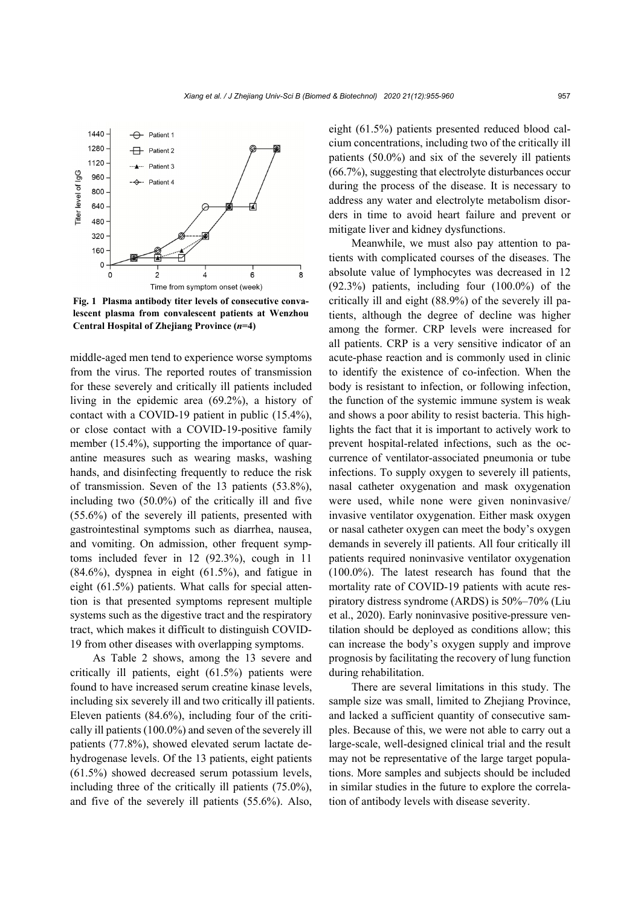Fig. 1 Plasma antibody titer levels of consecutive convalescent plasma from convalescent patients at Wenzhou Central Hospital of Zhejiang Province ($n$=4)

middle-aged men tend to experience worse symptoms from the virus. The reported routes of transmission for these severely and critically ill patients included living in the epidemic area (69.2%), a history of contact with a COVID-19 patient in public (15.4%), or close contact with a COVID-19-positive family member (15.4%), supporting the importance of quarantine measures such as wearing masks, washing hands, and disinfecting frequently to reduce the risk of transmission. Seven of the 13 patients (53.8%), including two (50.0%) of the critically ill and five (55.6%) of the severely ill patients, presented with gastrointestinal symptoms such as diarrhea, nausea, and vomiting. On admission, other frequent symptoms included fever in 12 (92.3%), cough in 11 (84.6%), dyspnea in eight (61.5%), and fatigue in eight (61.5%) patients. What calls for special attention is that presented symptoms represent multiple systems such as the digestive tract and the respiratory tract, which makes it difficult to distinguish COVID-19 from other diseases with overlapping symptoms.

As Table 2 shows, among the 13 severe and critically ill patients, eight (61.5%) patients were found to have increased serum creatine kinase levels, including six severely ill and two critically ill patients. Eleven patients (84.6%), including four of the critically ill patients (100.0%) and seven of the severely ill patients (77.8%), showed elevated serum lactate dehydrogenase levels. Of the 13 patients, eight patients (61.5%) showed decreased serum potassium levels, including three of the critically ill patients (75.0%), and five of the severely ill patients (55.6%). Also, eight (61.5%) patients presented reduced blood calcium concentrations, including two of the critically ill patients (50.0%) and six of the severely ill patients (66.7%), suggesting that electrolyte disturbances occur during the process of the disease. It is necessary to address any water and electrolyte metabolism disorders in time to avoid heart failure and prevent or mitigate liver and kidney dysfunctions.

Meanwhile, we must also pay attention to patients with complicated courses of the diseases. The absolute value of lymphocytes was decreased in 12 (92.3%) patients, including four (100.0%) of the critically ill and eight (88.9%) of the severely ill patients, although the degree of decline was higher among the former. CRP levels were increased for all patients. CRP is a very sensitive indicator of an acute-phase reaction and is commonly used in clinic to identify the existence of co-infection. When the body is resistant to infection, or following infection, the function of the systemic immune system is weak and shows a poor ability to resist bacteria. This highlights the fact that it is important to actively work to prevent hospital-related infections, such as the occurrence of ventilator-associated pneumonia or tube infections. To supply oxygen to severely ill patients, nasal catheter oxygenation and mask oxygenation were used, while none were given noninvasive/invasive ventilator oxygenation. Either mask oxygen or nasal catheter oxygen can meet the body's oxygen demands in severely ill patients. All four critically ill patients required noninvasive ventilator oxygenation (100.0%). The latest research has found that the mortality rate of COVID-19 patients with acute respiratory distress syndrome (ARDS) is 50%–70% (Liu et al., 2020). Early noninvasive positive-pressure ventilation should be deployed as conditions allow; this can increase the body's oxygen supply and improve prognosis by facilitating the recovery of lung function during rehabilitation.

There are several limitations in this study. The sample size was small, limited to Zhejiang Province, and lacked a sufficient quantity of consecutive samples. Because of this, we were not able to carry out a large-scale, well-designed clinical trial and the result may not be representative of the large target populations. More samples and subjects should be included in similar studies in the future to explore the correlation of antibody levels with disease severity.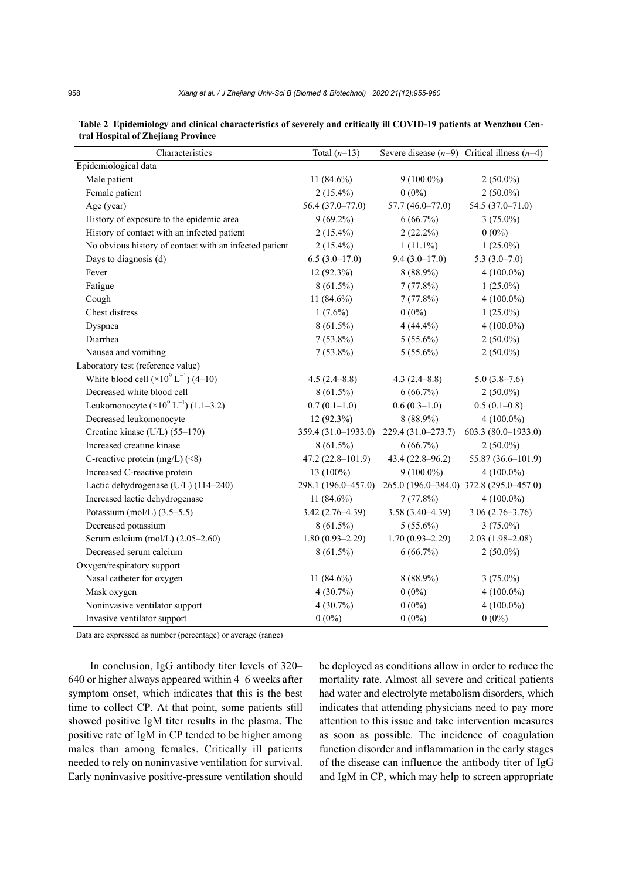**Table 2 Epidemiology and clinical characteristics of severely and critically ill COVID-19 patients at Wenzhou Central Hospital of Zhejiang Province**

| Characteristics | Total (*n*=13) | Severe disease (*n*=9) | Critical illness (*n*=4) |
|---|---|---|---|
| Epidemiological data | | | |
| Male patient | 11 (84.6%) | 9 (100.0%) | 2 (50.0%) |
| Female patient | 2 (15.4%) | 0 (0%) | 2 (50.0%) |
| Age (year) | 56.4 (37.0–77.0) | 57.7 (46.0–77.0) | 54.5 (37.0–71.0) |
| History of exposure to the epidemic area | 9 (69.2%) | 6 (66.7%) | 3 (75.0%) |
| History of contact with an infected patient | 2 (15.4%) | 2 (22.2%) | 0 (0%) |
| No obvious history of contact with an infected patient | 2 (15.4%) | 1 (11.1%) | 1 (25.0%) |
| Days to diagnosis (d) | 6.5 (3.0–17.0) | 9.4 (3.0–17.0) | 5.3 (3.0–7.0) |
| Fever | 12 (92.3%) | 8 (88.9%) | 4 (100.0%) |
| Fatigue | 8 (61.5%) | 7 (77.8%) | 1 (25.0%) |
| Cough | 11 (84.6%) | 7 (77.8%) | 4 (100.0%) |
| Chest distress | 1 (7.6%) | 0 (0%) | 1 (25.0%) |
| Dyspnea | 8 (61.5%) | 4 (44.4%) | 4 (100.0%) |
| Diarrhea | 7 (53.8%) | 5 (55.6%) | 2 (50.0%) |
| Nausea and vomiting | 7 (53.8%) | 5 (55.6%) | 2 (50.0%) |
| Laboratory test (reference value) | | | |
| White blood cell ($\times10^9$ $L^{-1}$) (4–10) | 4.5 (2.4–8.8) | 4.3 (2.4–8.8) | 5.0 (3.8–7.6) |
| Decreased white blood cell | 8 (61.5%) | 6 (66.7%) | 2 (50.0%) |
| Leukomonocyte ($\times10^9$ $L^{-1}$) (1.1–3.2) | 0.7 (0.1–1.0) | 0.6 (0.3–1.0) | 0.5 (0.1–0.8) |
| Decreased leukomonocyte | 12 (92.3%) | 8 (88.9%) | 4 (100.0%) |
| Creatine kinase (U/L) (55–170) | 359.4 (31.0–1933.0) | 229.4 (31.0–273.7) | 603.3 (80.0–1933.0) |
| Increased creatine kinase | 8 (61.5%) | 6 (66.7%) | 2 (50.0%) |
| C-reactive protein (mg/L) (<8) | 47.2 (22.8–101.9) | 43.4 (22.8–96.2) | 55.87 (36.6–101.9) |
| Increased C-reactive protein | 13 (100%) | 9 (100.0%) | 4 (100.0%) |
| Lactic dehydrogenase (U/L) (114–240) | 298.1 (196.0–457.0) | 265.0 (196.0–384.0) | 372.8 (295.0–457.0) |
| Increased lactic dehydrogenase | 11 (84.6%) | 7 (77.8%) | 4 (100.0%) |
| Potassium (mol/L) (3.5–5.5) | 3.42 (2.76–4.39) | 3.58 (3.40–4.39) | 3.06 (2.76–3.76) |
| Decreased potassium | 8 (61.5%) | 5 (55.6%) | 3 (75.0%) |
| Serum calcium (mol/L) (2.05–2.60) | 1.80 (0.93–2.29) | 1.70 (0.93–2.29) | 2.03 (1.98–2.08) |
| Decreased serum calcium | 8 (61.5%) | 6 (66.7%) | 2 (50.0%) |
| Oxygen/respiratory support | | | |
| Nasal catheter for oxygen | 11 (84.6%) | 8 (88.9%) | 3 (75.0%) |
| Mask oxygen | 4 (30.7%) | 0 (0%) | 4 (100.0%) |
| Noninvasive ventilator support | 4 (30.7%) | 0 (0%) | 4 (100.0%) |
| Invasive ventilator support | 0 (0%) | 0 (0%) | 0 (0%) |

Data are expressed as number (percentage) or average (range)

In conclusion, IgG antibody titer levels of 320–640 or higher always appeared within 4–6 weeks after symptom onset, which indicates that this is the best time to collect CP. At that point, some patients still showed positive IgM titer results in the plasma. The positive rate of IgM in CP tended to be higher among males than among females. Critically ill patients needed to rely on noninvasive ventilation for survival. Early noninvasive positive-pressure ventilation should be deployed as conditions allow in order to reduce the mortality rate. Almost all severe and critical patients had water and electrolyte metabolism disorders, which indicates that attending physicians need to pay more attention to this issue and take intervention measures as soon as possible. The incidence of coagulation function disorder and inflammation in the early stages of the disease can influence the antibody titer of IgG and IgM in CP, which may help to screen appropriate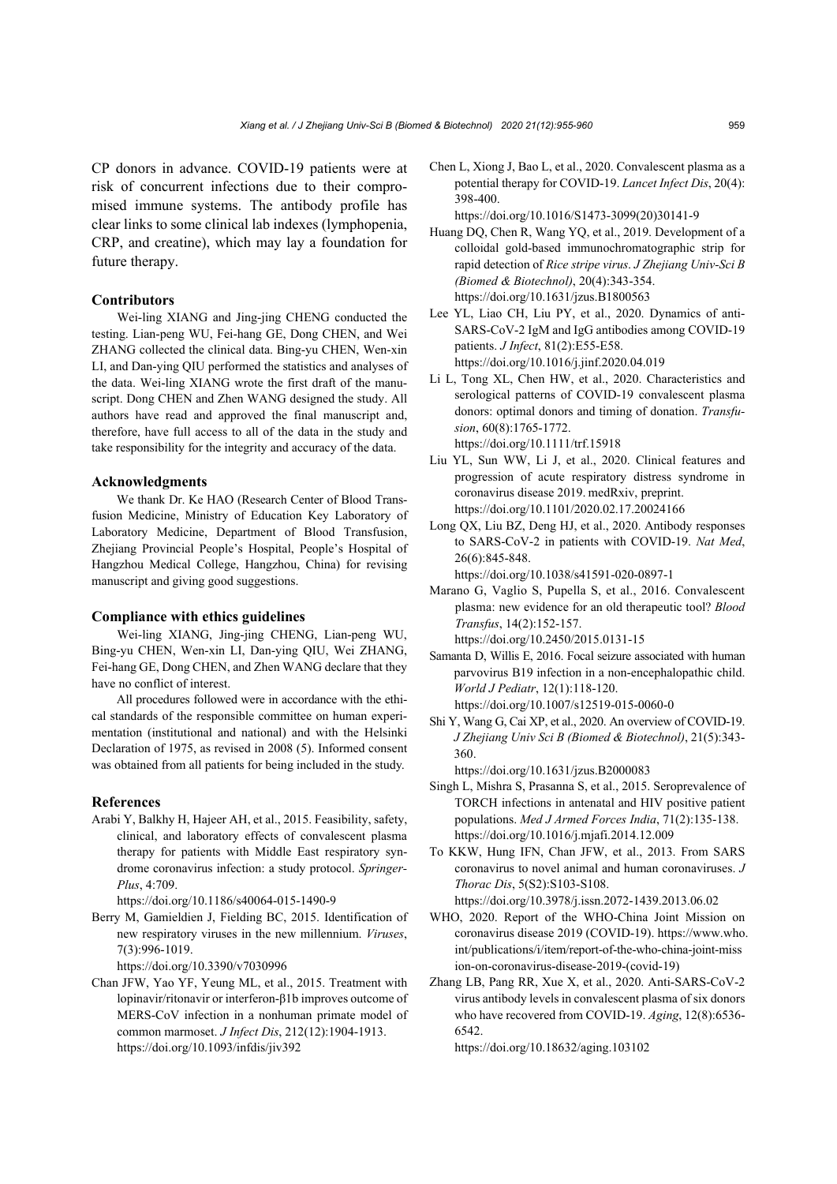CP donors in advance. COVID-19 patients were at risk of concurrent infections due to their compromised immune systems. The antibody profile has clear links to some clinical lab indexes (lymphopenia, CRP, and creatine), which may lay a foundation for future therapy.

### Contributors

Wei-ling XIANG and Jing-jing CHENG conducted the testing. Lian-peng WU, Fei-hang GE, Dong CHEN, and Wei ZHANG collected the clinical data. Bing-yu CHEN, Wen-xin LI, and Dan-ying QIU performed the statistics and analyses of the data. Wei-ling XIANG wrote the first draft of the manuscript. Dong CHEN and Zhen WANG designed the study. All authors have read and approved the final manuscript and, therefore, have full access to all of the data in the study and take responsibility for the integrity and accuracy of the data.

### Acknowledgments

We thank Dr. Ke HAO (Research Center of Blood Transfusion Medicine, Ministry of Education Key Laboratory of Laboratory Medicine, Department of Blood Transfusion, Zhejiang Provincial People's Hospital, People's Hospital of Hangzhou Medical College, Hangzhou, China) for revising manuscript and giving good suggestions.

### Compliance with ethics guidelines

Wei-ling XIANG, Jing-jing CHENG, Lian-peng WU, Bing-yu CHEN, Wen-xin LI, Dan-ying QIU, Wei ZHANG, Fei-hang GE, Dong CHEN, and Zhen WANG declare that they have no conflict of interest.

All procedures followed were in accordance with the ethical standards of the responsible committee on human experimentation (institutional and national) and with the Helsinki Declaration of 1975, as revised in 2008 (5). Informed consent was obtained from all patients for being included in the study.

### References

Arabi Y, Balkhy H, Hajeer AH, et al., 2015. Feasibility, safety, clinical, and laboratory effects of convalescent plasma therapy for patients with Middle East respiratory syndrome coronavirus infection: a study protocol. *SpringerPlus*, 4:709.
https://doi.org/10.1186/s40064-015-1490-9

Berry M, Gamieldien J, Fielding BC, 2015. Identification of new respiratory viruses in the new millennium. *Viruses*, 7(3):996-1019.
https://doi.org/10.3390/v7030996

Chan JFW, Yao YF, Yeung ML, et al., 2015. Treatment with lopinavir/ritonavir or interferon-β1b improves outcome of MERS-CoV infection in a nonhuman primate model of common marmoset. *J Infect Dis*, 212(12):1904-1913.
https://doi.org/10.1093/infdis/jiv392

Chen L, Xiong J, Bao L, et al., 2020. Convalescent plasma as a potential therapy for COVID-19. *Lancet Infect Dis*, 20(4): 398-400.
https://doi.org/10.1016/S1473-3099(20)30141-9

Huang DQ, Chen R, Wang YQ, et al., 2019. Development of a colloidal gold-based immunochromatographic strip for rapid detection of *Rice stripe virus*. *J Zhejiang Univ-Sci B (Biomed & Biotechnol)*, 20(4):343-354.
https://doi.org/10.1631/jzus.B1800563

Lee YL, Liao CH, Liu PY, et al., 2020. Dynamics of anti-SARS-CoV-2 IgM and IgG antibodies among COVID-19 patients. *J Infect*, 81(2):E55-E58.
https://doi.org/10.1016/j.jinf.2020.04.019

Li L, Tong XL, Chen HW, et al., 2020. Characteristics and serological patterns of COVID-19 convalescent plasma donors: optimal donors and timing of donation. *Transfusion*, 60(8):1765-1772.
https://doi.org/10.1111/trf.15918

Liu YL, Sun WW, Li J, et al., 2020. Clinical features and progression of acute respiratory distress syndrome in coronavirus disease 2019. medRxiv, preprint.
https://doi.org/10.1101/2020.02.17.20024166

Long QX, Liu BZ, Deng HJ, et al., 2020. Antibody responses to SARS-CoV-2 in patients with COVID-19. *Nat Med*, 26(6):845-848.
https://doi.org/10.1038/s41591-020-0897-1

Marano G, Vaglio S, Pupella S, et al., 2016. Convalescent plasma: new evidence for an old therapeutic tool? *Blood Transfus*, 14(2):152-157.
https://doi.org/10.2450/2015.0131-15

Samanta D, Willis E, 2016. Focal seizure associated with human parvovirus B19 infection in a non-encephalopathic child. *World J Pediatr*, 12(1):118-120.
https://doi.org/10.1007/s12519-015-0060-0

Shi Y, Wang G, Cai XP, et al., 2020. An overview of COVID-19. *J Zhejiang Univ Sci B (Biomed & Biotechnol)*, 21(5):343-360.
https://doi.org/10.1631/jzus.B2000083

Singh L, Mishra S, Prasanna S, et al., 2015. Seroprevalence of TORCH infections in antenatal and HIV positive patient populations. *Med J Armed Forces India*, 71(2):135-138.
https://doi.org/10.1016/j.mjafi.2014.12.009

To KKW, Hung IFN, Chan JFW, et al., 2013. From SARS coronavirus to novel animal and human coronaviruses. *J Thorac Dis*, 5(S2):S103-S108.
https://doi.org/10.3978/j.issn.2072-1439.2013.06.02

WHO, 2020. Report of the WHO-China Joint Mission on coronavirus disease 2019 (COVID-19). https://www.who.int/publications/i/item/report-of-the-who-china-joint-mission-on-coronavirus-disease-2019-(covid-19)

Zhang LB, Pang RR, Xue X, et al., 2020. Anti-SARS-CoV-2 virus antibody levels in convalescent plasma of six donors who have recovered from COVID-19. *Aging*, 12(8):6536-6542.
https://doi.org/10.18632/aging.103102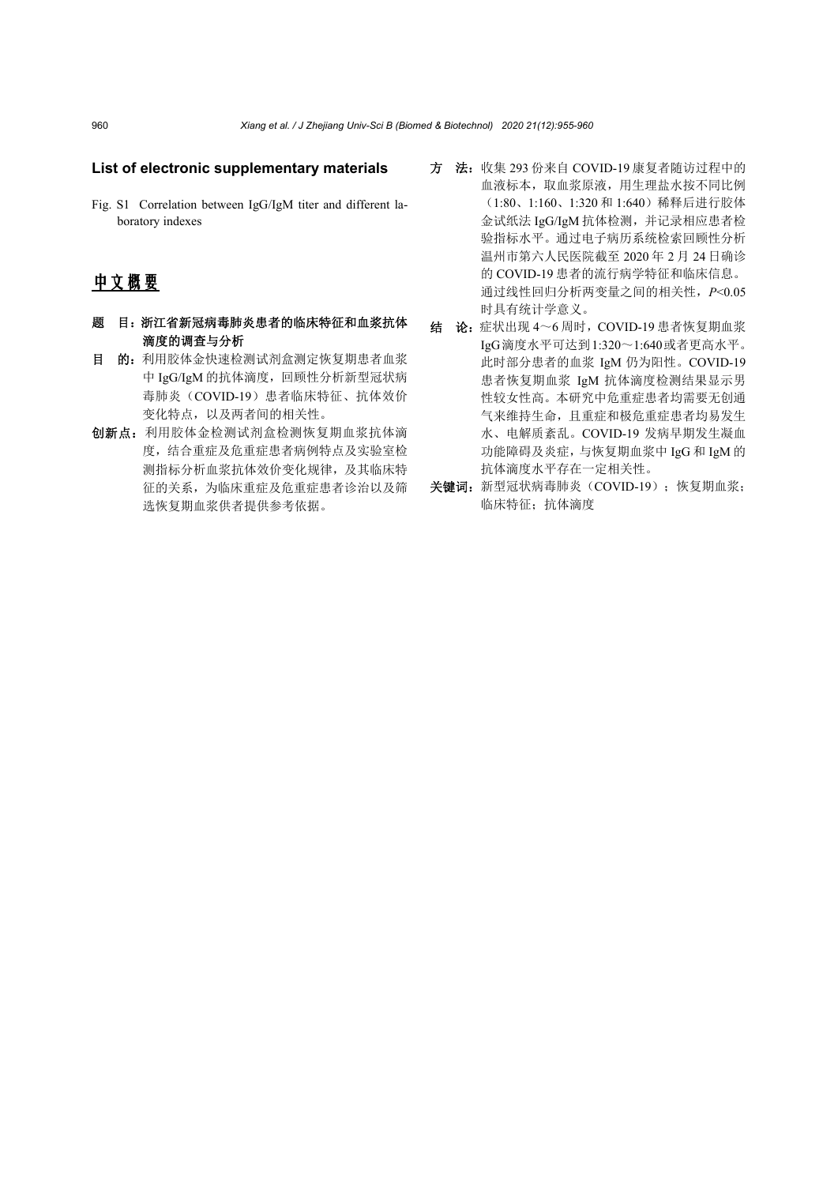## List of electronic supplementary materials

Fig. S1 Correlation between IgG/IgM titer and different laboratory indexes

## 中文概要

**题　目：浙江省新冠病毒肺炎患者的临床特征和血浆抗体滴度的调查与分析**

**目　的：** 利用胶体金快速检测试剂盒测定恢复期患者血浆中 IgG/IgM 的抗体滴度，回顾性分析新型冠状病毒肺炎（COVID-19）患者临床特征、抗体效价变化特点，以及两者间的相关性。

**创新点：** 利用胶体金检测试剂盒检测恢复期血浆抗体滴度，结合重症及危重症患者病例特点及实验室检测指标分析血浆抗体效价变化规律，及其临床特征的关系，为临床重症及危重症患者诊治以及筛选恢复期血浆供者提供参考依据。

**方　法：** 收集 293 份来自 COVID-19 康复者随访过程中的血液标本，取血浆原液，用生理盐水按不同比例（1:80、1:160、1:320 和 1:640）稀释后进行胶体金试纸法 IgG/IgM 抗体检测，并记录相应患者检验指标水平。通过电子病历系统检索回顾性分析温州市第六人民医院截至 2020 年 2 月 24 日确诊的 COVID-19 患者的流行病学特征和临床信息。通过线性回归分析两变量之间的相关性，$P<0.05$ 时具有统计学意义。

**结　论：** 症状出现 4～6 周时，COVID-19 患者恢复期血浆 IgG 滴度水平可达到 1:320～1:640 或者更高水平。此时部分患者的血浆 IgM 仍为阳性。COVID-19 患者恢复期血浆 IgM 抗体滴度检测结果显示男性较女性高。本研究中危重症患者均需要无创通气来维持生命，且重症和极危重症患者均易发生水、电解质紊乱。COVID-19 发病早期发生凝血功能障碍及炎症，与恢复期血浆中 IgG 和 IgM 的抗体滴度水平存在一定相关性。

**关键词：** 新型冠状病毒肺炎（COVID-19）；恢复期血浆；临床特征；抗体滴度